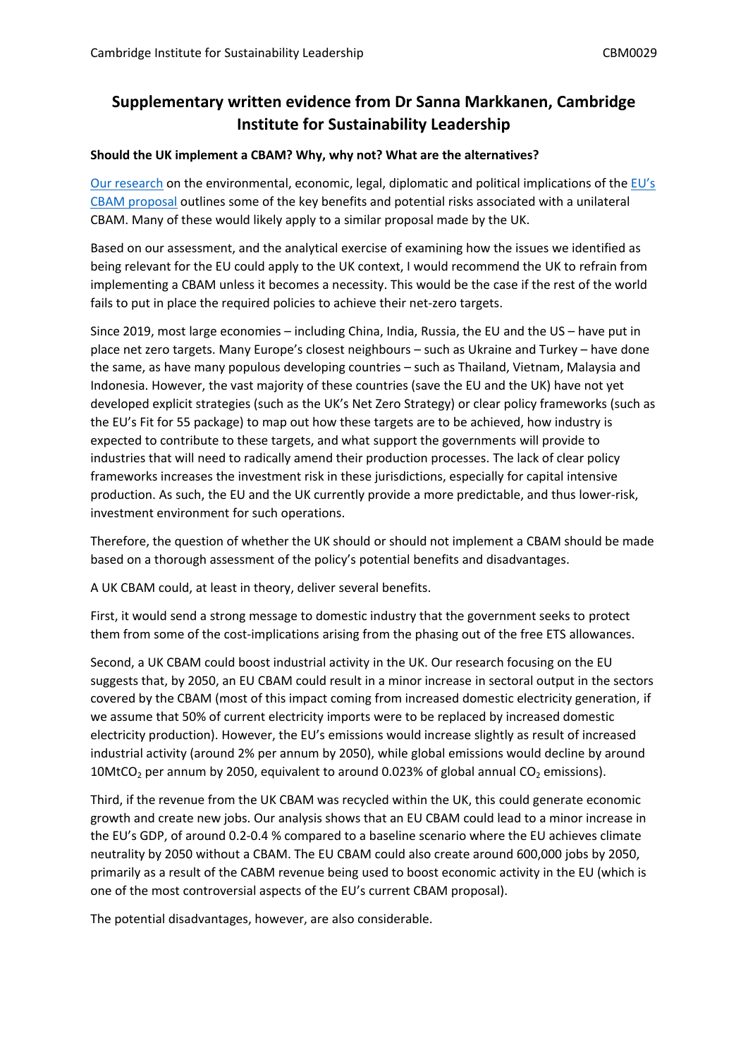# Supplementary written evidence from Dr Sanna Markkanen, Cambridge Institute for Sustainability Leadership

**Should the UK implement a CBAM? Why, why not? What are the alternatives?**

Our research on the environmental, economic, legal, diplomatic and political implications of the EU's CBAM proposal outlines some of the key benefits and potential risks associated with a unilateral CBAM. Many of these would likely apply to a similar proposal made by the UK.

Based on our assessment, and the analytical exercise of examining how the issues we identified as being relevant for the EU could apply to the UK context, I would recommend the UK to refrain from implementing a CBAM unless it becomes a necessity. This would be the case if the rest of the world fails to put in place the required policies to achieve their net-zero targets.

Since 2019, most large economies – including China, India, Russia, the EU and the US – have put in place net zero targets. Many Europe's closest neighbours – such as Ukraine and Turkey – have done the same, as have many populous developing countries – such as Thailand, Vietnam, Malaysia and Indonesia. However, the vast majority of these countries (save the EU and the UK) have not yet developed explicit strategies (such as the UK's Net Zero Strategy) or clear policy frameworks (such as the EU's Fit for 55 package) to map out how these targets are to be achieved, how industry is expected to contribute to these targets, and what support the governments will provide to industries that will need to radically amend their production processes. The lack of clear policy frameworks increases the investment risk in these jurisdictions, especially for capital intensive production. As such, the EU and the UK currently provide a more predictable, and thus lower-risk, investment environment for such operations.

Therefore, the question of whether the UK should or should not implement a CBAM should be made based on a thorough assessment of the policy's potential benefits and disadvantages.

A UK CBAM could, at least in theory, deliver several benefits.

First, it would send a strong message to domestic industry that the government seeks to protect them from some of the cost-implications arising from the phasing out of the free ETS allowances.

Second, a UK CBAM could boost industrial activity in the UK. Our research focusing on the EU suggests that, by 2050, an EU CBAM could result in a minor increase in sectoral output in the sectors covered by the CBAM (most of this impact coming from increased domestic electricity generation, if we assume that 50% of current electricity imports were to be replaced by increased domestic electricity production). However, the EU's emissions would increase slightly as result of increased industrial activity (around 2% per annum by 2050), while global emissions would decline by around 10Mt$CO_2$ per annum by 2050, equivalent to around 0.023% of global annual $CO_2$ emissions).

Third, if the revenue from the UK CBAM was recycled within the UK, this could generate economic growth and create new jobs. Our analysis shows that an EU CBAM could lead to a minor increase in the EU's GDP, of around 0.2-0.4 % compared to a baseline scenario where the EU achieves climate neutrality by 2050 without a CBAM. The EU CBAM could also create around 600,000 jobs by 2050, primarily as a result of the CABM revenue being used to boost economic activity in the EU (which is one of the most controversial aspects of the EU's current CBAM proposal).

The potential disadvantages, however, are also considerable.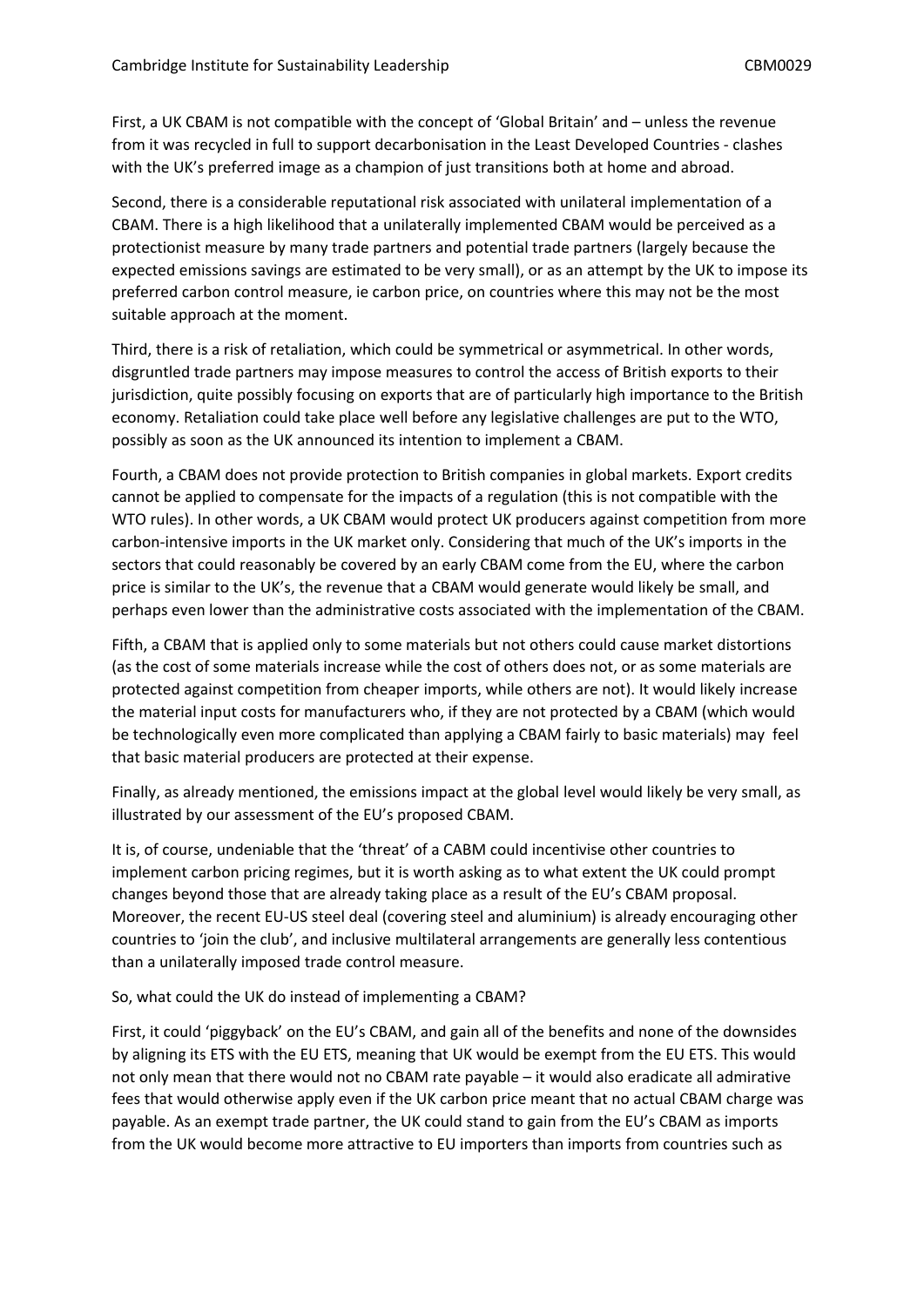First, a UK CBAM is not compatible with the concept of 'Global Britain' and – unless the revenue from it was recycled in full to support decarbonisation in the Least Developed Countries - clashes with the UK's preferred image as a champion of just transitions both at home and abroad.

Second, there is a considerable reputational risk associated with unilateral implementation of a CBAM. There is a high likelihood that a unilaterally implemented CBAM would be perceived as a protectionist measure by many trade partners and potential trade partners (largely because the expected emissions savings are estimated to be very small), or as an attempt by the UK to impose its preferred carbon control measure, ie carbon price, on countries where this may not be the most suitable approach at the moment.

Third, there is a risk of retaliation, which could be symmetrical or asymmetrical. In other words, disgruntled trade partners may impose measures to control the access of British exports to their jurisdiction, quite possibly focusing on exports that are of particularly high importance to the British economy. Retaliation could take place well before any legislative challenges are put to the WTO, possibly as soon as the UK announced its intention to implement a CBAM.

Fourth, a CBAM does not provide protection to British companies in global markets. Export credits cannot be applied to compensate for the impacts of a regulation (this is not compatible with the WTO rules). In other words, a UK CBAM would protect UK producers against competition from more carbon-intensive imports in the UK market only. Considering that much of the UK's imports in the sectors that could reasonably be covered by an early CBAM come from the EU, where the carbon price is similar to the UK's, the revenue that a CBAM would generate would likely be small, and perhaps even lower than the administrative costs associated with the implementation of the CBAM.

Fifth, a CBAM that is applied only to some materials but not others could cause market distortions (as the cost of some materials increase while the cost of others does not, or as some materials are protected against competition from cheaper imports, while others are not). It would likely increase the material input costs for manufacturers who, if they are not protected by a CBAM (which would be technologically even more complicated than applying a CBAM fairly to basic materials) may feel that basic material producers are protected at their expense.

Finally, as already mentioned, the emissions impact at the global level would likely be very small, as illustrated by our assessment of the EU's proposed CBAM.

It is, of course, undeniable that the 'threat' of a CABM could incentivise other countries to implement carbon pricing regimes, but it is worth asking as to what extent the UK could prompt changes beyond those that are already taking place as a result of the EU's CBAM proposal. Moreover, the recent EU-US steel deal (covering steel and aluminium) is already encouraging other countries to 'join the club', and inclusive multilateral arrangements are generally less contentious than a unilaterally imposed trade control measure.

So, what could the UK do instead of implementing a CBAM?

First, it could 'piggyback' on the EU's CBAM, and gain all of the benefits and none of the downsides by aligning its ETS with the EU ETS, meaning that UK would be exempt from the EU ETS. This would not only mean that there would not no CBAM rate payable – it would also eradicate all admirative fees that would otherwise apply even if the UK carbon price meant that no actual CBAM charge was payable. As an exempt trade partner, the UK could stand to gain from the EU's CBAM as imports from the UK would become more attractive to EU importers than imports from countries such as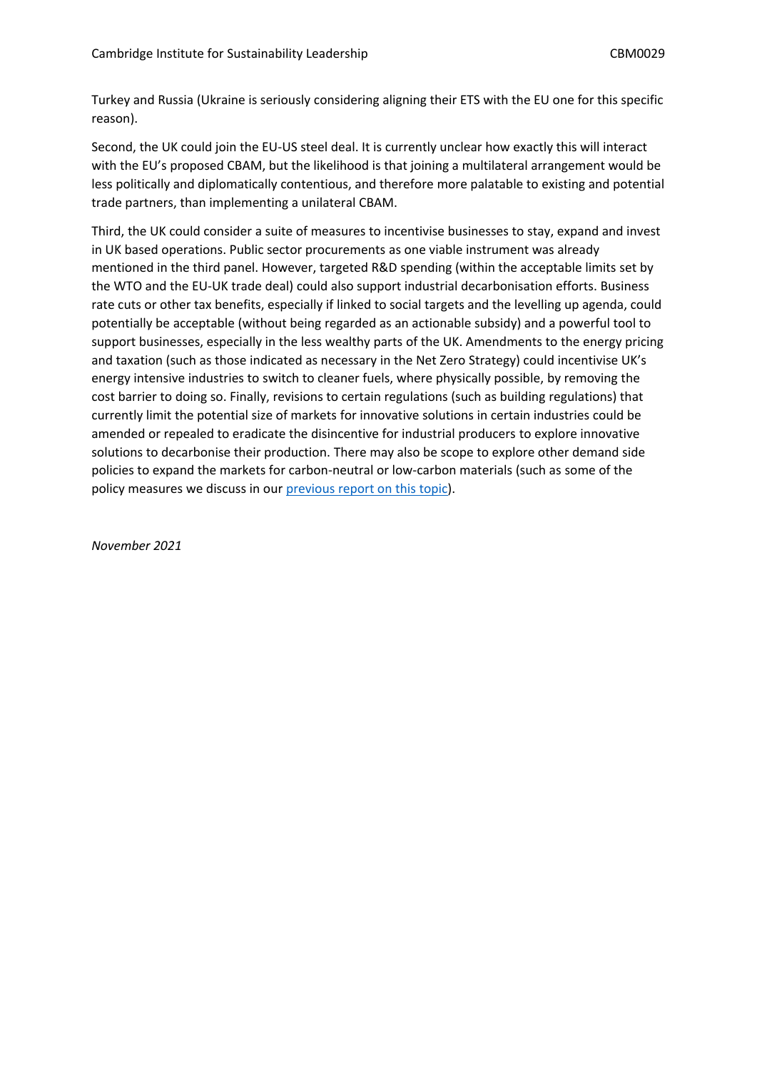Turkey and Russia (Ukraine is seriously considering aligning their ETS with the EU one for this specific reason).

Second, the UK could join the EU-US steel deal. It is currently unclear how exactly this will interact with the EU's proposed CBAM, but the likelihood is that joining a multilateral arrangement would be less politically and diplomatically contentious, and therefore more palatable to existing and potential trade partners, than implementing a unilateral CBAM.

Third, the UK could consider a suite of measures to incentivise businesses to stay, expand and invest in UK based operations. Public sector procurements as one viable instrument was already mentioned in the third panel. However, targeted R&D spending (within the acceptable limits set by the WTO and the EU-UK trade deal) could also support industrial decarbonisation efforts. Business rate cuts or other tax benefits, especially if linked to social targets and the levelling up agenda, could potentially be acceptable (without being regarded as an actionable subsidy) and a powerful tool to support businesses, especially in the less wealthy parts of the UK. Amendments to the energy pricing and taxation (such as those indicated as necessary in the Net Zero Strategy) could incentivise UK's energy intensive industries to switch to cleaner fuels, where physically possible, by removing the cost barrier to doing so. Finally, revisions to certain regulations (such as building regulations) that currently limit the potential size of markets for innovative solutions in certain industries could be amended or repealed to eradicate the disincentive for industrial producers to explore innovative solutions to decarbonise their production. There may also be scope to explore other demand side policies to expand the markets for carbon-neutral or low-carbon materials (such as some of the policy measures we discuss in our previous report on this topic).

*November 2021*